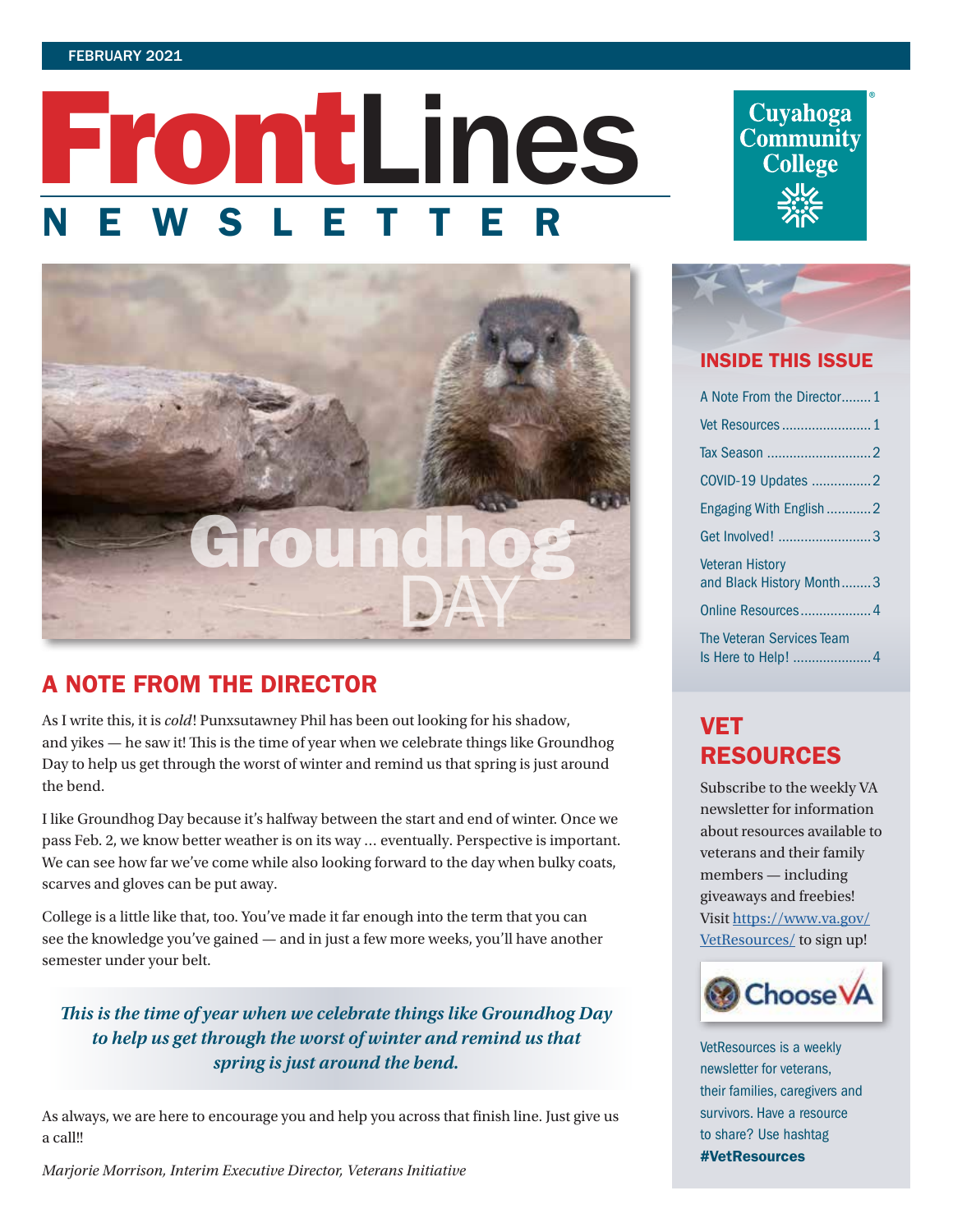FEBRUARY 2021

# FrontLines NEWSLETTER

Cuyahoga Community College

Groundhog DAY

## A NOTE FROM THE DIRECTOR

As I write this, it is *cold*! Punxsutawney Phil has been out looking for his shadow, and yikes — he saw it! This is the time of year when we celebrate things like Groundhog Day to help us get through the worst of winter and remind us that spring is just around the bend.

I like Groundhog Day because it's halfway between the start and end of winter. Once we pass Feb. 2, we know better weather is on its way ... eventually. Perspective is important. We can see how far we've come while also looking forward to the day when bulky coats, scarves and gloves can be put away.

College is a little like that, too. You've made it far enough into the term that you can see the knowledge you've gained — and in just a few more weeks, you'll have another semester under your belt.

> ***This is the time of year when we celebrate things like Groundhog Day to help us get through the worst of winter and remind us that spring is just around the bend.***

As always, we are here to encourage you and help you across that finish line. Just give us a call!!

*Marjorie Morrison, Interim Executive Director, Veterans Initiative*

## INSIDE THIS ISSUE

- A Note From the Director........1
- Vet Resources........1
- Tax Season........2
- COVID-19 Updates........2
- Engaging With English........2
- Get Involved!........3
- Veteran History and Black History Month........3
- Online Resources........4
- The Veteran Services Team Is Here to Help!........4

## VET RESOURCES

Subscribe to the weekly VA newsletter for information about resources available to veterans and their family members — including giveaways and freebies! Visit https://www.va.gov/VetResources/ to sign up!

ChooseVA

VetResources is a weekly newsletter for veterans, their families, caregivers and survivors. Have a resource to share? Use hashtag **#VetResources**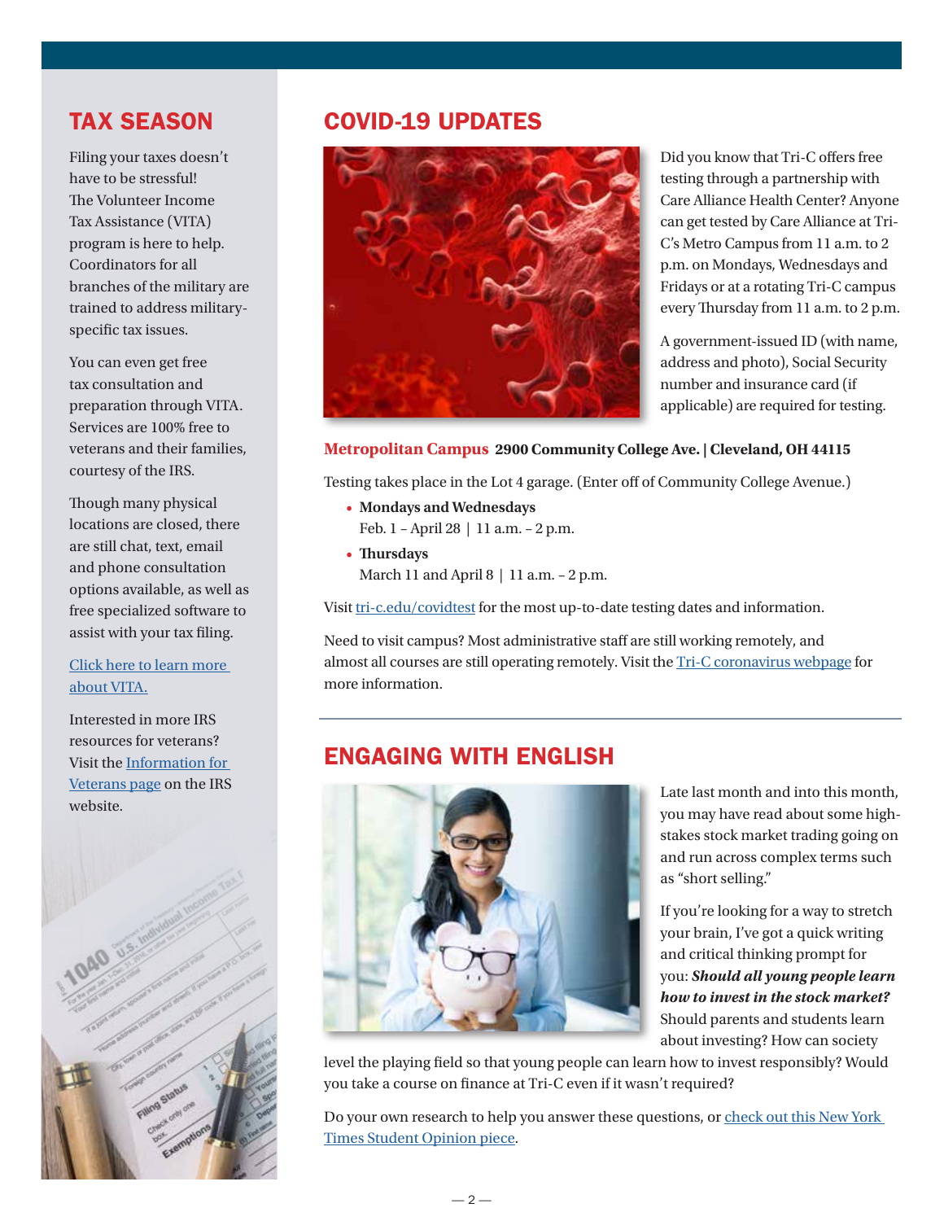## TAX SEASON

Filing your taxes doesn't have to be stressful! The Volunteer Income Tax Assistance (VITA) program is here to help. Coordinators for all branches of the military are trained to address military-specific tax issues.

You can even get free tax consultation and preparation through VITA. Services are 100% free to veterans and their families, courtesy of the IRS.

Though many physical locations are closed, there are still chat, text, email and phone consultation options available, as well as free specialized software to assist with your tax filing.

[Click here to learn more about VITA.]

Interested in more IRS resources for veterans? Visit the [Information for Veterans page] on the IRS website.

## COVID-19 UPDATES

Did you know that Tri-C offers free testing through a partnership with Care Alliance Health Center? Anyone can get tested by Care Alliance at Tri-C's Metro Campus from 11 a.m. to 2 p.m. on Mondays, Wednesdays and Fridays or at a rotating Tri-C campus every Thursday from 11 a.m. to 2 p.m.

A government-issued ID (with name, address and photo), Social Security number and insurance card (if applicable) are required for testing.

**Metropolitan Campus 2900 Community College Ave. | Cleveland, OH 44115**

Testing takes place in the Lot 4 garage. (Enter off of Community College Avenue.)

- **Mondays and Wednesdays**
  Feb. 1 – April 28 | 11 a.m. – 2 p.m.
- **Thursdays**
  March 11 and April 8 | 11 a.m. – 2 p.m.

Visit tri-c.edu/covidtest for the most up-to-date testing dates and information.

Need to visit campus? Most administrative staff are still working remotely, and almost all courses are still operating remotely. Visit the [Tri-C coronavirus webpage] for more information.

## ENGAGING WITH ENGLISH

Late last month and into this month, you may have read about some high-stakes stock market trading going on and run across complex terms such as "short selling."

If you're looking for a way to stretch your brain, I've got a quick writing and critical thinking prompt for you: ***Should all young people learn how to invest in the stock market?*** Should parents and students learn about investing? How can society level the playing field so that young people can learn how to invest responsibly? Would you take a course on finance at Tri-C even if it wasn't required?

Do your own research to help you answer these questions, or [check out this New York Times Student Opinion piece].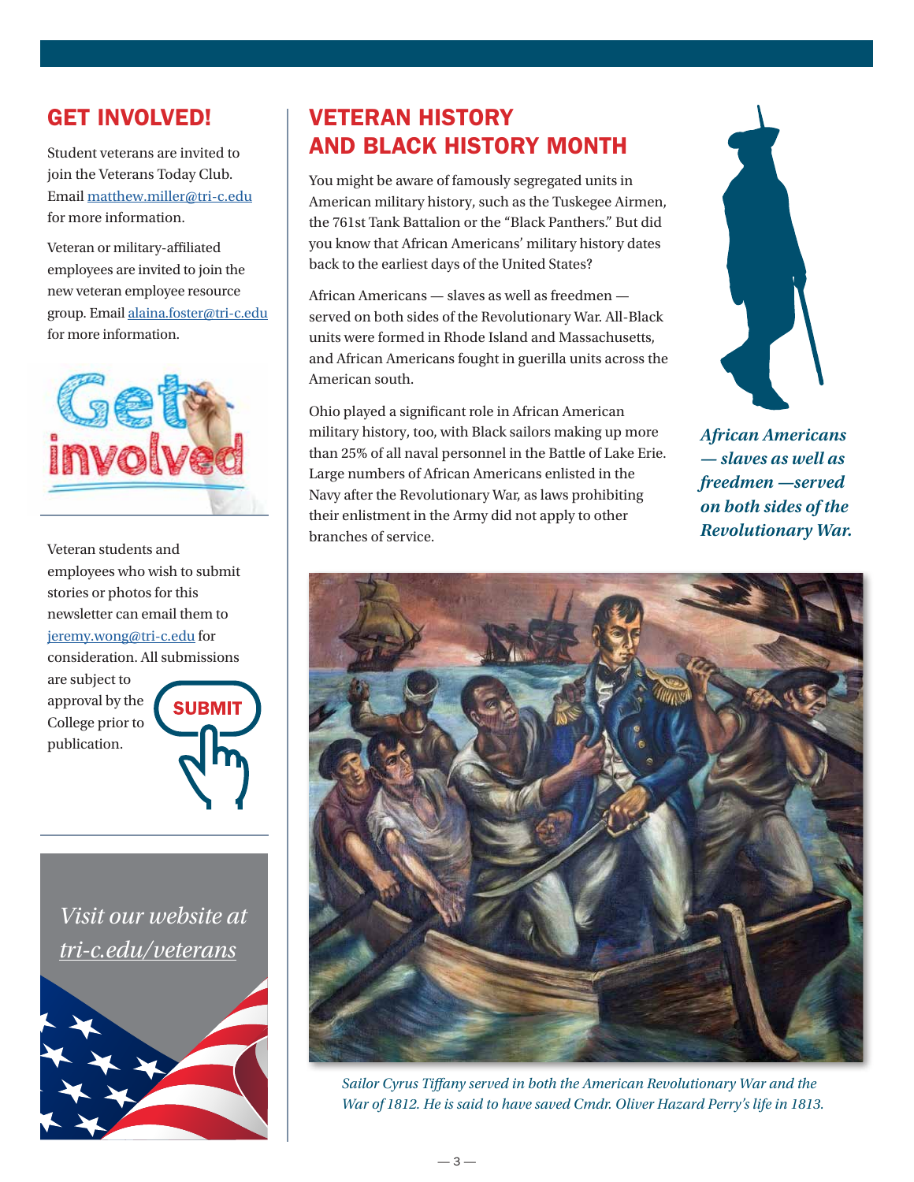## GET INVOLVED!

Student veterans are invited to join the Veterans Today Club. Email matthew.miller@tri-c.edu for more information.

Veteran or military-affiliated employees are invited to join the new veteran employee resource group. Email alaina.foster@tri-c.edu for more information.

Veteran students and employees who wish to submit stories or photos for this newsletter can email them to jeremy.wong@tri-c.edu for consideration. All submissions are subject to approval by the College prior to publication.

*Visit our website at tri-c.edu/veterans*

## VETERAN HISTORY AND BLACK HISTORY MONTH

You might be aware of famously segregated units in American military history, such as the Tuskegee Airmen, the 761st Tank Battalion or the "Black Panthers." But did you know that African Americans' military history dates back to the earliest days of the United States?

African Americans — slaves as well as freedmen — served on both sides of the Revolutionary War. All-Black units were formed in Rhode Island and Massachusetts, and African Americans fought in guerilla units across the American south.

Ohio played a significant role in African American military history, too, with Black sailors making up more than 25% of all naval personnel in the Battle of Lake Erie. Large numbers of African Americans enlisted in the Navy after the Revolutionary War, as laws prohibiting their enlistment in the Army did not apply to other branches of service.

***African Americans — slaves as well as freedmen —served on both sides of the Revolutionary War.***

*Sailor Cyrus Tiffany served in both the American Revolutionary War and the War of 1812. He is said to have saved Cmdr. Oliver Hazard Perry's life in 1813.*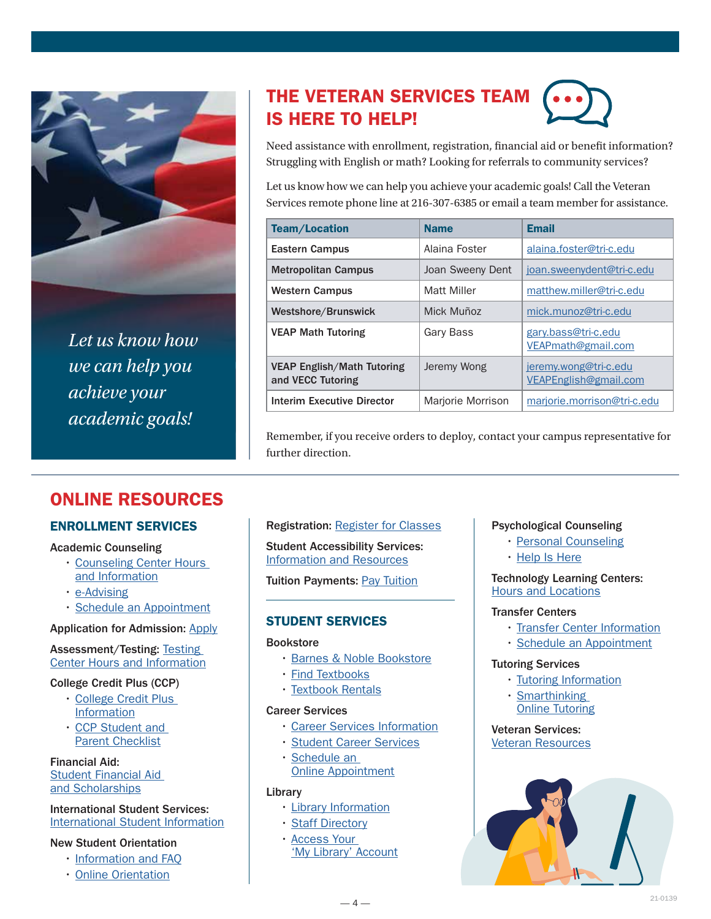*Let us know how we can help you achieve your academic goals!*

## THE VETERAN SERVICES TEAM IS HERE TO HELP!

Need assistance with enrollment, registration, financial aid or benefit information? Struggling with English or math? Looking for referrals to community services?

Let us know how we can help you achieve your academic goals! Call the Veteran Services remote phone line at 216-307-6385 or email a team member for assistance.

| Team/Location | Name | Email |
|---|---|---|
| Eastern Campus | Alaina Foster | alaina.foster@tri-c.edu |
| Metropolitan Campus | Joan Sweeny Dent | joan.sweenydent@tri-c.edu |
| Western Campus | Matt Miller | matthew.miller@tri-c.edu |
| Westshore/Brunswick | Mick Muñoz | mick.munoz@tri-c.edu |
| VEAP Math Tutoring | Gary Bass | gary.bass@tri-c.edu VEAPmath@gmail.com |
| VEAP English/Math Tutoring and VECC Tutoring | Jeremy Wong | jeremy.wong@tri-c.edu VEAPEnglish@gmail.com |
| Interim Executive Director | Marjorie Morrison | marjorie.morrison@tri-c.edu |

Remember, if you receive orders to deploy, contact your campus representative for further direction.

## ONLINE RESOURCES

### ENROLLMENT SERVICES

**Academic Counseling**
- Counseling Center Hours and Information
- e-Advising
- Schedule an Appointment

**Application for Admission:** Apply

**Assessment/Testing:** Testing Center Hours and Information

**College Credit Plus (CCP)**
- College Credit Plus Information
- CCP Student and Parent Checklist

**Financial Aid:** Student Financial Aid and Scholarships

**International Student Services:** International Student Information

**New Student Orientation**
- Information and FAQ
- Online Orientation

**Registration:** Register for Classes

**Student Accessibility Services:** Information and Resources

**Tuition Payments:** Pay Tuition

### STUDENT SERVICES

**Bookstore**
- Barnes & Noble Bookstore
- Find Textbooks
- Textbook Rentals

**Career Services**
- Career Services Information
- Student Career Services
- Schedule an Online Appointment

**Library**
- Library Information
- Staff Directory
- Access Your 'My Library' Account

**Psychological Counseling**
- Personal Counseling
- Help Is Here

**Technology Learning Centers:** Hours and Locations

**Transfer Centers**
- Transfer Center Information
- Schedule an Appointment

**Tutoring Services**
- Tutoring Information
- Smarthinking Online Tutoring

**Veteran Services:** Veteran Resources

21-0139